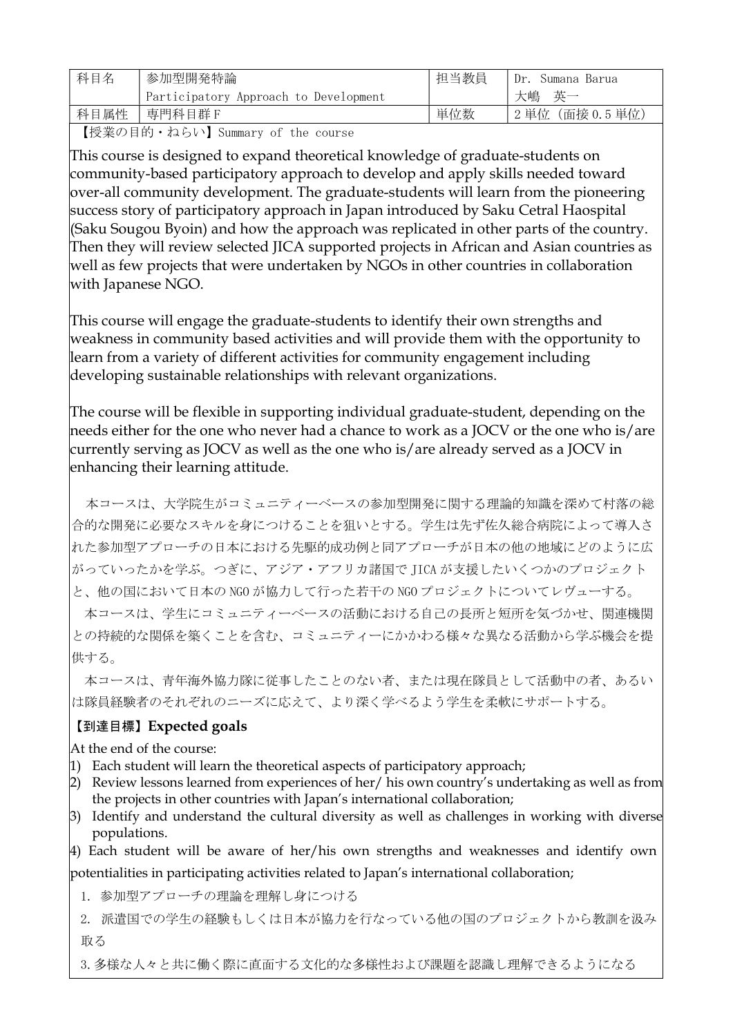| 科目名 | 参加型開発特論<br>Participatory Approach to Development | 担当教員 | Dr. Sumana Barua<br>大嶋　英一 |
|---|---|---|---|
| 科目属性 | 専門科目群Ｆ | 単位数 | 2単位（面接0.5単位） |

【授業の目的・ねらい】Summary of the course

This course is designed to expand theoretical knowledge of graduate-students on community-based participatory approach to develop and apply skills needed toward over-all community development. The graduate-students will learn from the pioneering success story of participatory approach in Japan introduced by Saku Cetral Haospital (Saku Sougou Byoin) and how the approach was replicated in other parts of the country. Then they will review selected JICA supported projects in African and Asian countries as well as few projects that were undertaken by NGOs in other countries in collaboration with Japanese NGO.

This course will engage the graduate-students to identify their own strengths and weakness in community based activities and will provide them with the opportunity to learn from a variety of different activities for community engagement including developing sustainable relationships with relevant organizations.

The course will be flexible in supporting individual graduate-student, depending on the needs either for the one who never had a chance to work as a JOCV or the one who is/are currently serving as JOCV as well as the one who is/are already served as a JOCV in enhancing their learning attitude.

本コースは、大学院生がコミュニティーベースの参加型開発に関する理論的知識を深めて村落の総合的な開発に必要なスキルを身につけることを狙いとする。学生は先ず佐久総合病院によって導入された参加型アプローチの日本における先駆的成功例と同アプローチが日本の他の地域にどのように広がっていったかを学ぶ。つぎに、アジア・アフリカ諸国で JICA が支援したいくつかのプロジェクトと、他の国において日本の NGO が協力して行った若干の NGO プロジェクトについてレヴューする。

本コースは、学生にコミュニティーベースの活動における自己の長所と短所を気づかせ、関連機関との持続的な関係を築くことを含む、コミュニティーにかかわる様々な異なる活動から学ぶ機会を提供する。

本コースは、青年海外協力隊に従事したことのない者、または現在隊員として活動中の者、あるいは隊員経験者のそれぞれのニーズに応えて、より深く学べるよう学生を柔軟にサポートする。

**【到達目標】Expected goals**

At the end of the course:

1) Each student will learn the theoretical aspects of participatory approach;
2) Review lessons learned from experiences of her/ his own country's undertaking as well as from the projects in other countries with Japan's international collaboration;
3) Identify and understand the cultural diversity as well as challenges in working with diverse populations.
4) Each student will be aware of her/his own strengths and weaknesses and identify own potentialities in participating activities related to Japan's international collaboration;

1. 参加型アプローチの理論を理解し身につける
2. 派遣国での学生の経験もしくは日本が協力を行なっている他の国のプロジェクトから教訓を汲み取る
3. 多様な人々と共に働く際に直面する文化的な多様性および課題を認識し理解できるようになる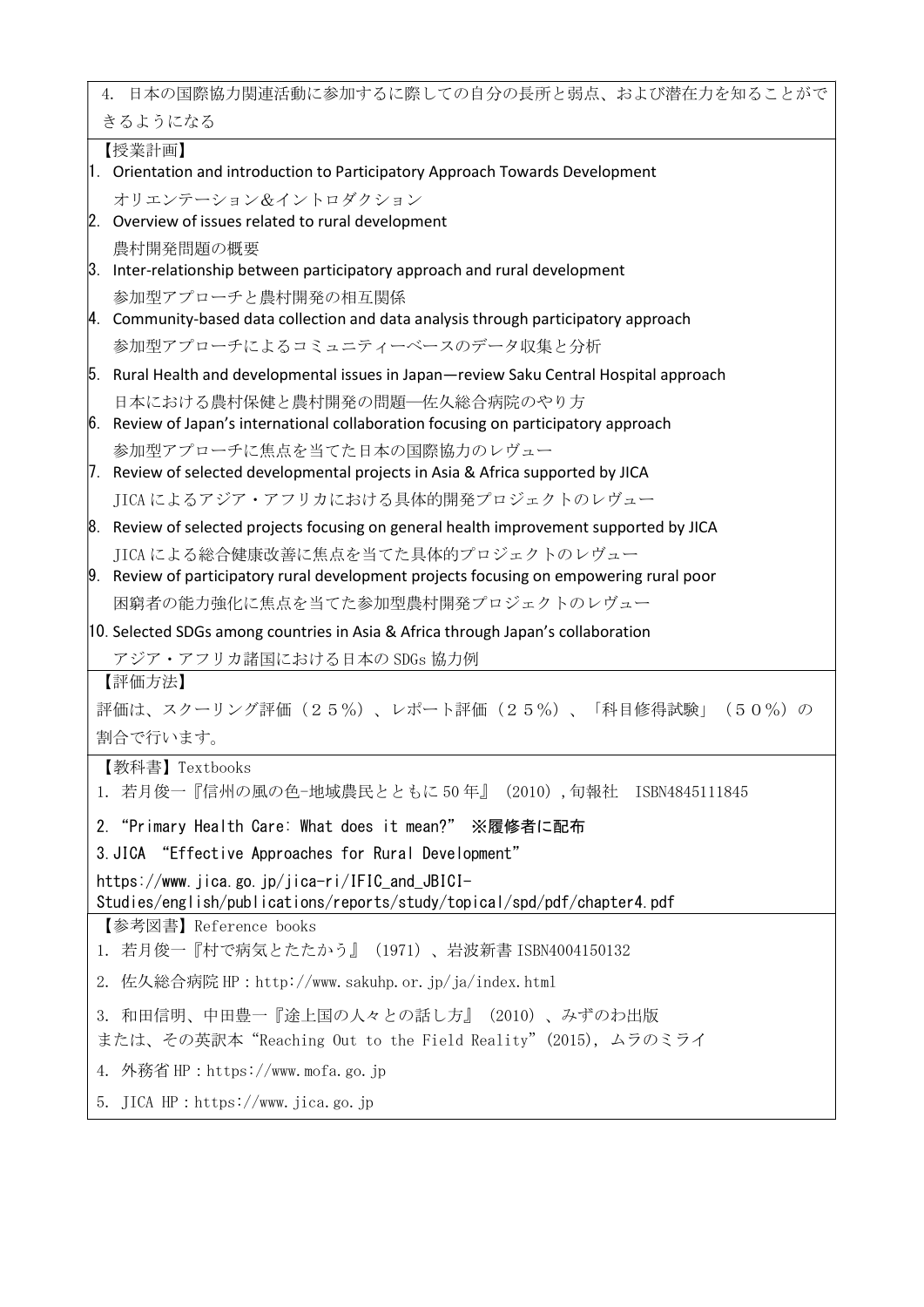4. 日本の国際協力関連活動に参加するに際しての自分の長所と弱点、および潜在力を知ることができるようになる

【授業計画】

1. Orientation and introduction to Participatory Approach Towards Development
   オリエンテーション&イントロダクション
2. Overview of issues related to rural development
   農村開発問題の概要
3. Inter-relationship between participatory approach and rural development
   参加型アプローチと農村開発の相互関係
4. Community-based data collection and data analysis through participatory approach
   参加型アプローチによるコミュニティーベースのデータ収集と分析
5. Rural Health and developmental issues in Japan—review Saku Central Hospital approach
   日本における農村保健と農村開発の問題—佐久総合病院のやり方
6. Review of Japan's international collaboration focusing on participatory approach
   参加型アプローチに焦点を当てた日本の国際協力のレヴュー
7. Review of selected developmental projects in Asia & Africa supported by JICA
   JICA によるアジア・アフリカにおける具体的開発プロジェクトのレヴュー
8. Review of selected projects focusing on general health improvement supported by JICA
   JICA による総合健康改善に焦点を当てた具体的プロジェクトのレヴュー
9. Review of participatory rural development projects focusing on empowering rural poor
   困窮者の能力強化に焦点を当てた参加型農村開発プロジェクトのレヴュー
10. Selected SDGs among countries in Asia & Africa through Japan's collaboration
    アジア・アフリカ諸国における日本の SDGs 協力例

【評価方法】

評価は、スクーリング評価（２５％）、レポート評価（２５％）、「科目修得試験」（５０％）の割合で行います。

【教科書】Textbooks

1. 若月俊一『信州の風の色-地域農民とともに 50 年』（2010）, 旬報社　ISBN4845111845
2. "Primary Health Care: What does it mean?" **※履修者に配布**
3. JICA "Effective Approaches for Rural Development"
   https://www.jica.go.jp/jica-ri/IFIC_and_JBICI-Studies/english/publications/reports/study/topical/spd/pdf/chapter4.pdf

【参考図書】Reference books

1. 若月俊一『村で病気とたたかう』（1971）、岩波新書 ISBN4004150132
2. 佐久総合病院 HP：http://www.sakuhp.or.jp/ja/index.html
3. 和田信明、中田豊一『途上国の人々との話し方』（2010）、みずのわ出版
   または、その英訳本"Reaching Out to the Field Reality"(2015), ムラのミライ
4. 外務省 HP：https://www.mofa.go.jp
5. JICA HP：https://www.jica.go.jp